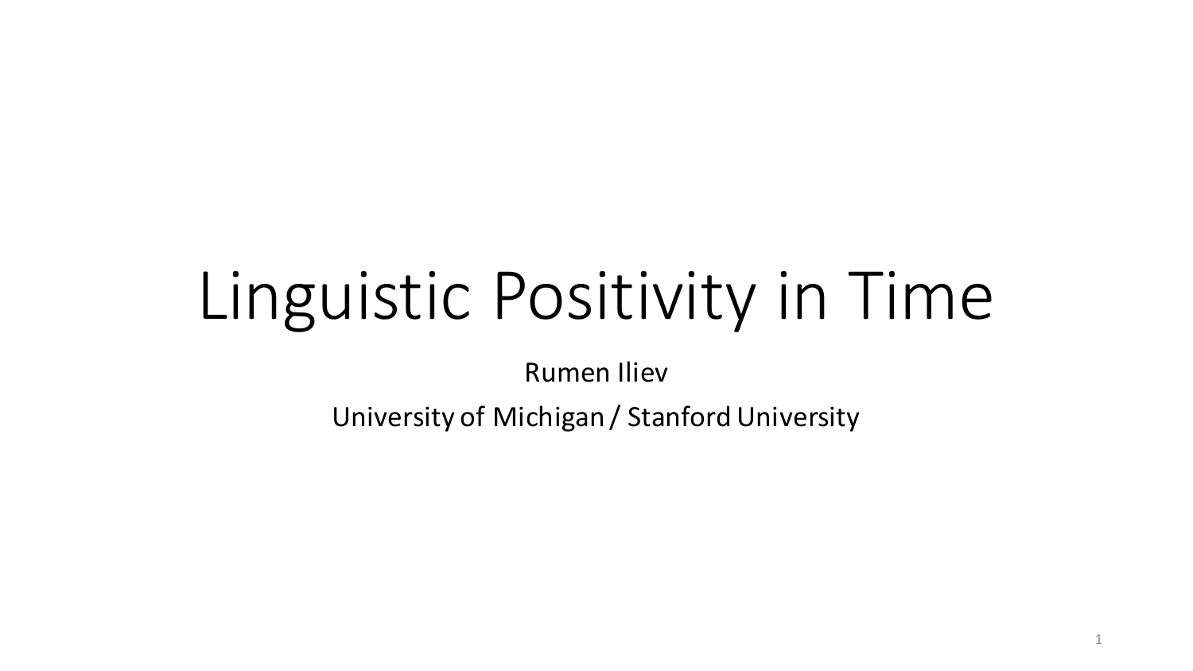# Linguistic Positivity in Time

Rumen Iliev

University of Michigan / Stanford University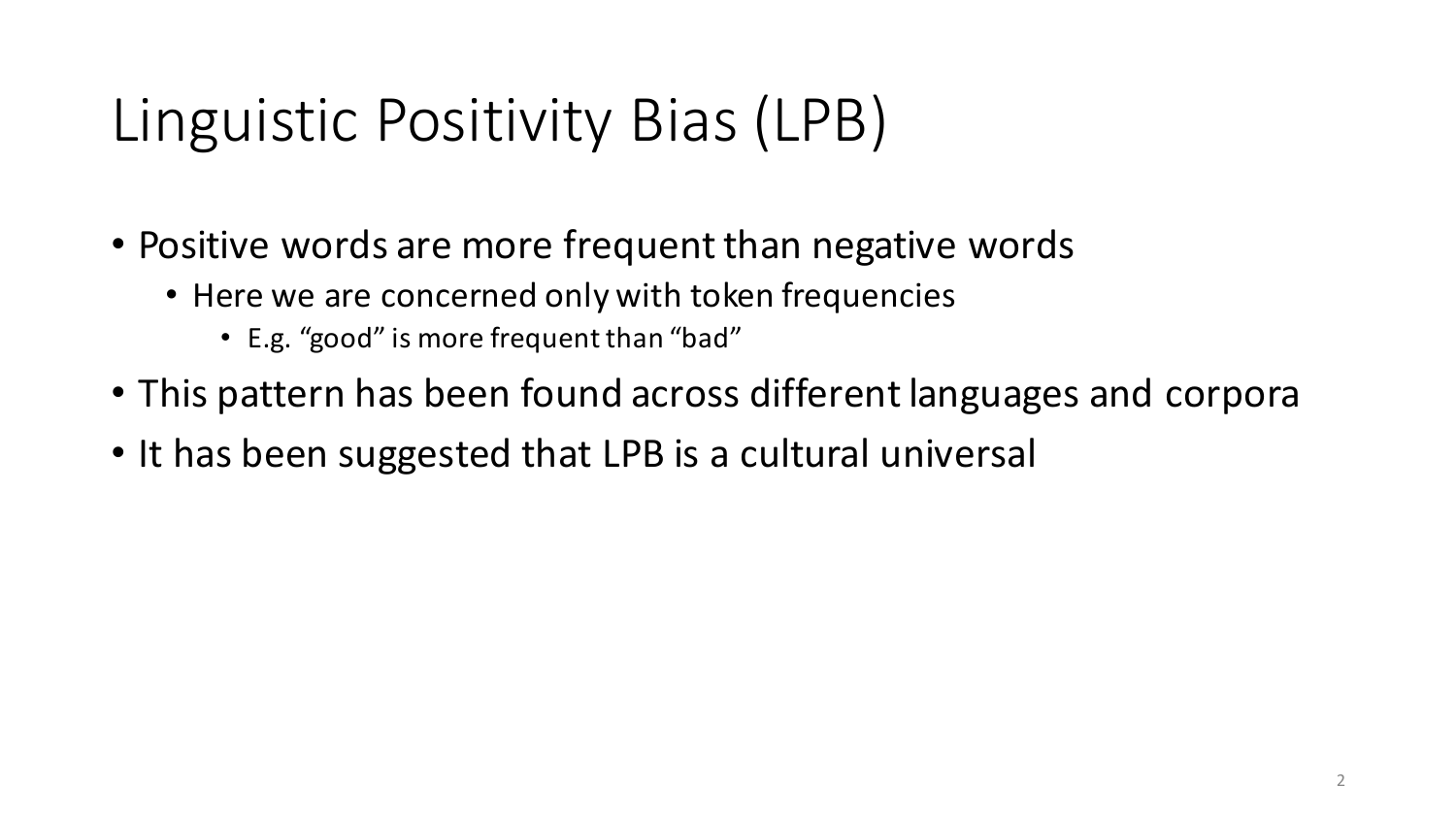# Linguistic Positivity Bias (LPB)

- Positive words are more frequent than negative words
  - Here we are concerned only with token frequencies
    - E.g. "good" is more frequent than "bad"
- This pattern has been found across different languages and corpora
- It has been suggested that LPB is a cultural universal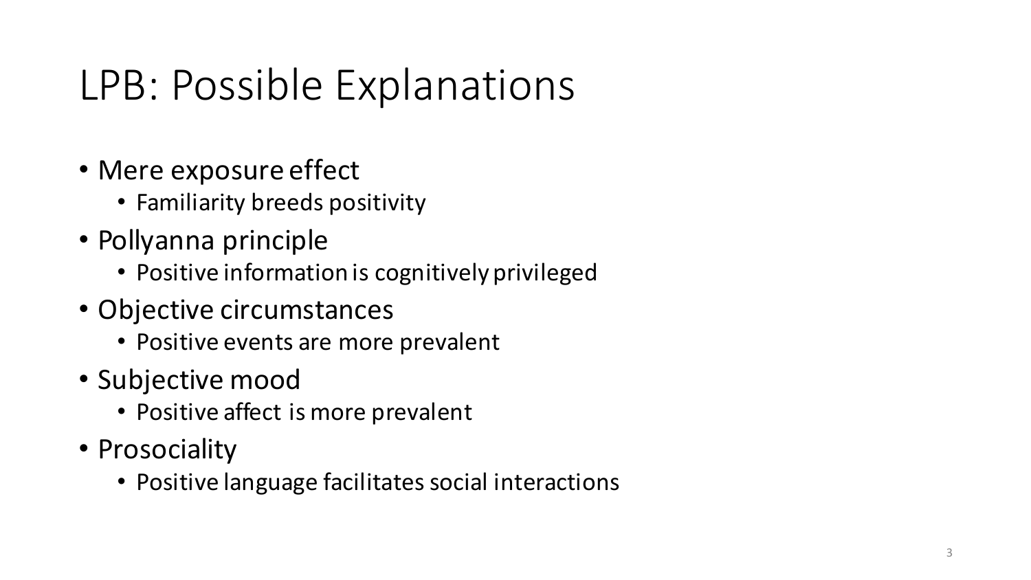# LPB: Possible Explanations

- Mere exposure effect
  - Familiarity breeds positivity
- Pollyanna principle
  - Positive information is cognitively privileged
- Objective circumstances
  - Positive events are more prevalent
- Subjective mood
  - Positive affect is more prevalent
- Prosociality
  - Positive language facilitates social interactions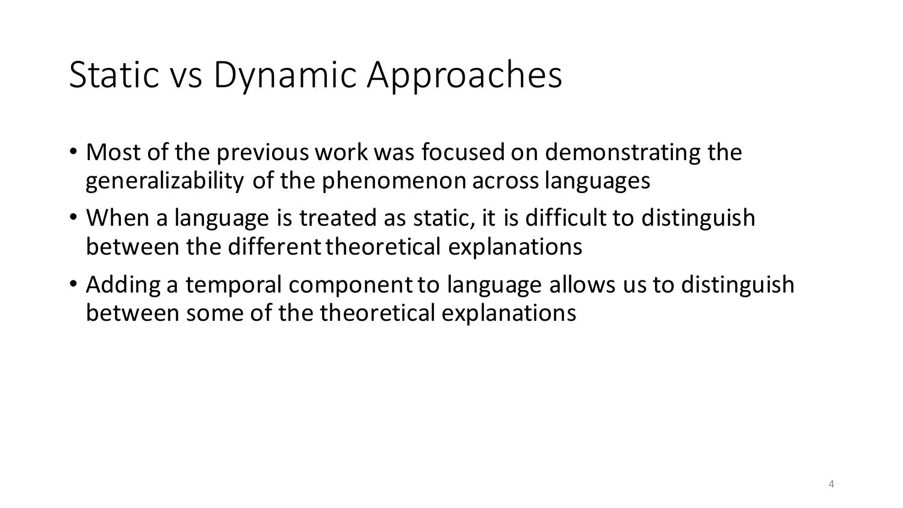# Static vs Dynamic Approaches

- Most of the previous work was focused on demonstrating the generalizability of the phenomenon across languages
- When a language is treated as static, it is difficult to distinguish between the different theoretical explanations
- Adding a temporal component to language allows us to distinguish between some of the theoretical explanations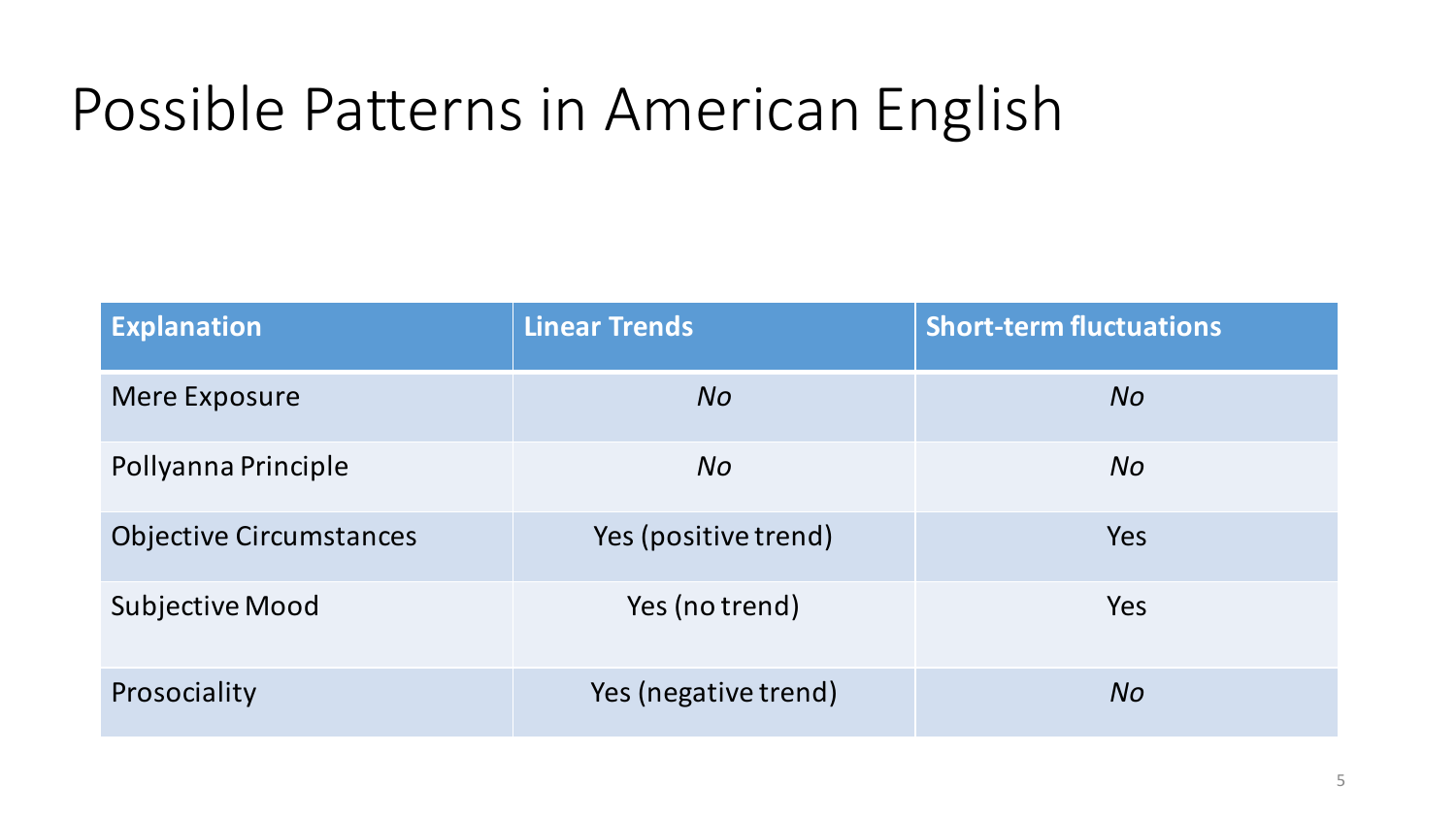# Possible Patterns in American English

| Explanation | Linear Trends | Short-term fluctuations |
|---|---|---|
| Mere Exposure | *No* | *No* |
| Pollyanna Principle | *No* | *No* |
| Objective Circumstances | Yes (positive trend) | Yes |
| Subjective Mood | Yes (no trend) | Yes |
| Prosociality | Yes (negative trend) | *No* |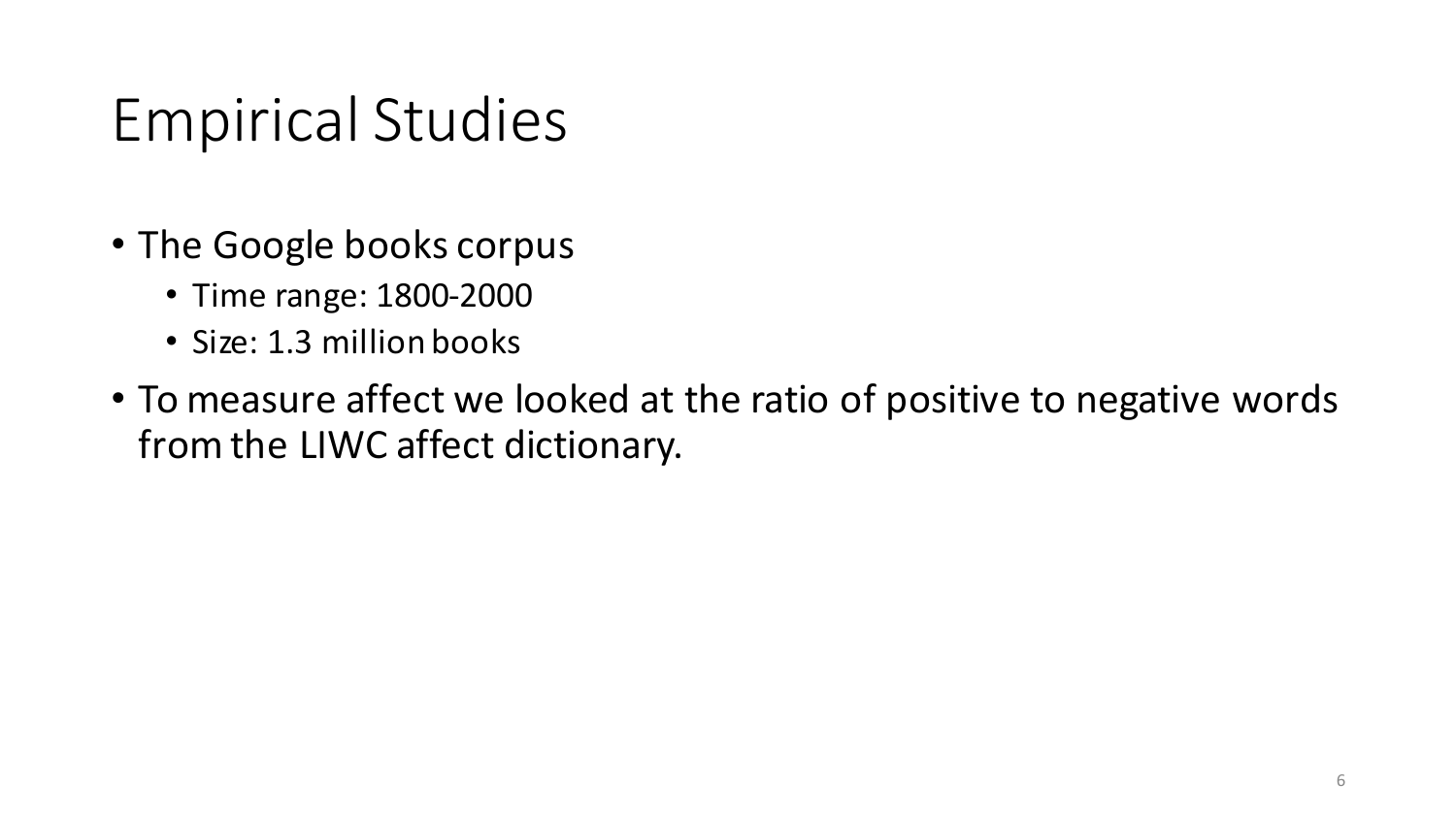# Empirical Studies

- The Google books corpus
  - Time range: 1800-2000
  - Size: 1.3 million books
- To measure affect we looked at the ratio of positive to negative words from the LIWC affect dictionary.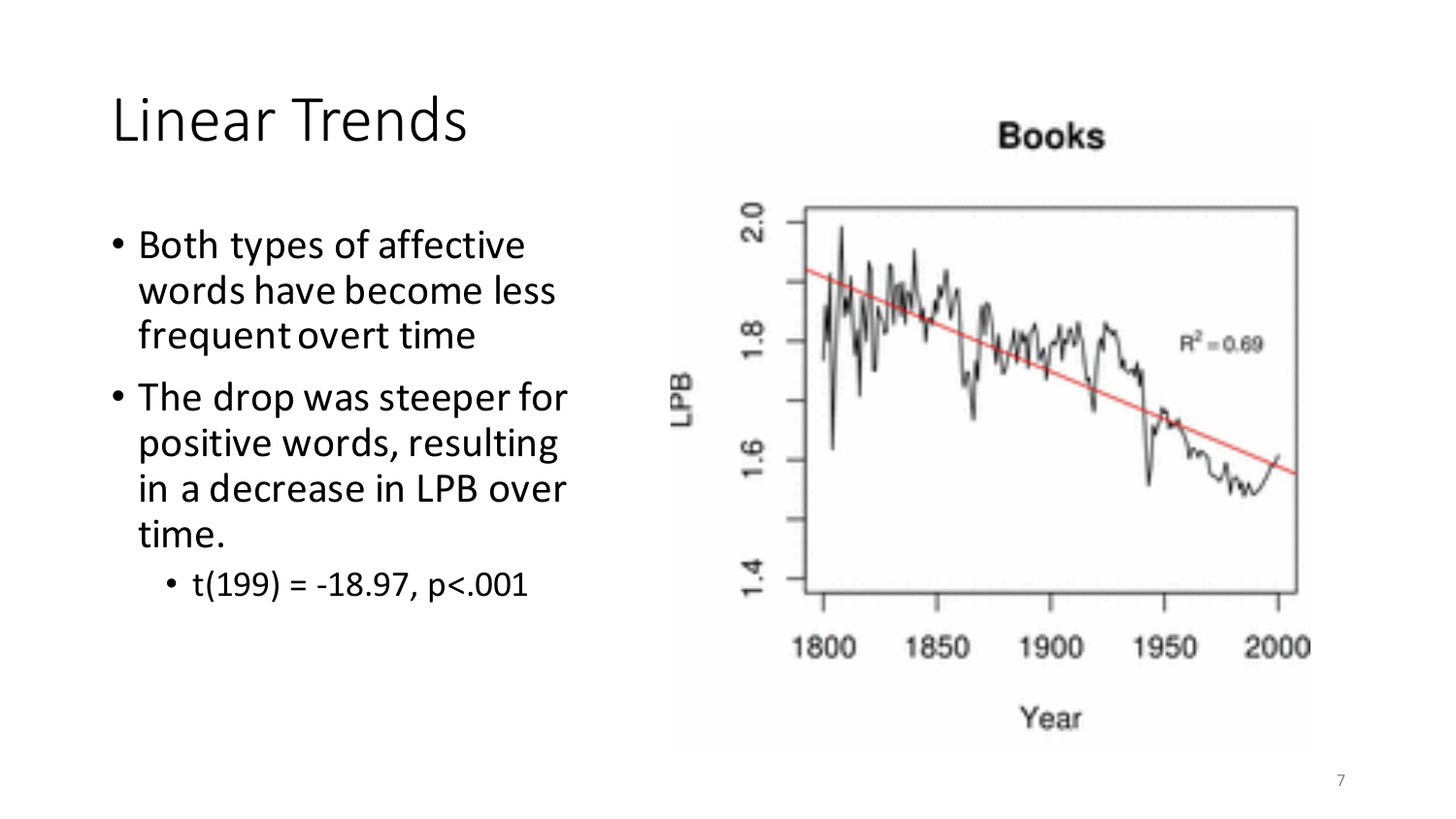# Linear Trends

- Both types of affective words have become less frequent overt time
- The drop was steeper for positive words, resulting in a decrease in LPB over time.
  - $t(199) = -18.97, p<.001$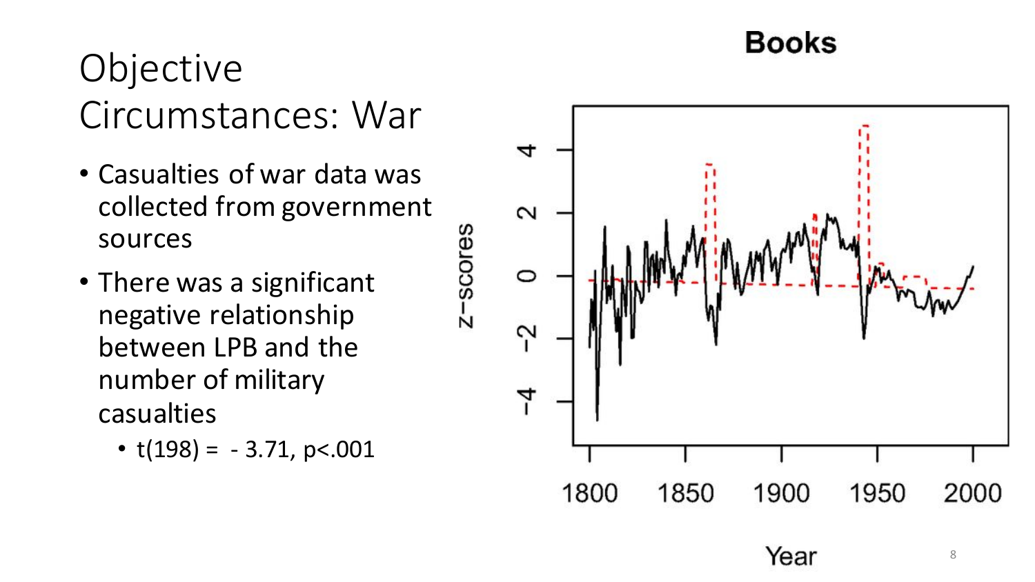# Objective Circumstances: War

- Casualties of war data was collected from government sources
- There was a significant negative relationship between LPB and the number of military casualties
  - $t(198) = -3.71$, $p<.001$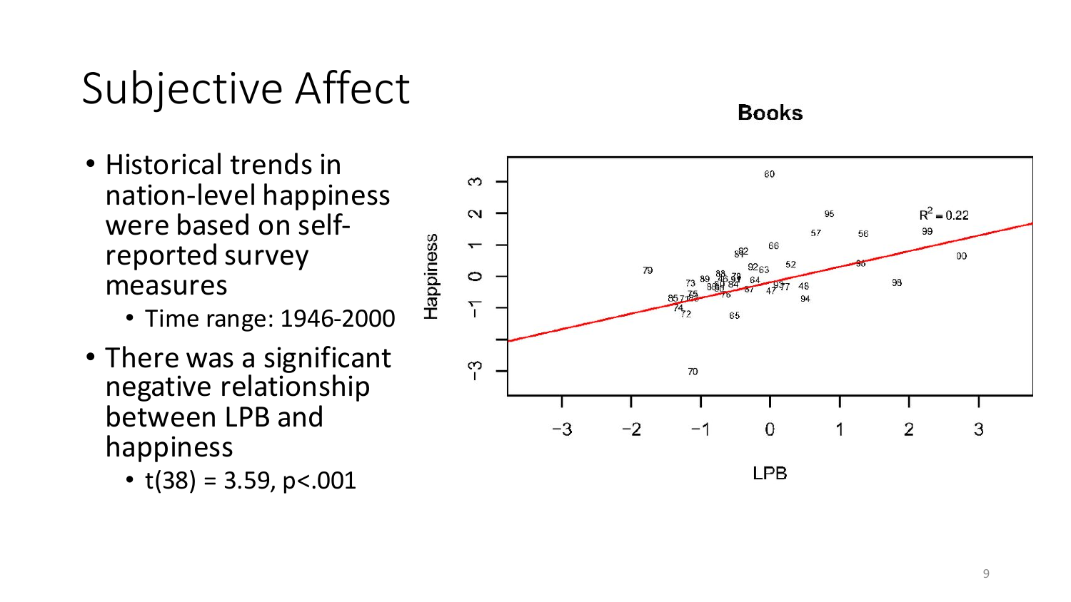# Subjective Affect

- Historical trends in nation-level happiness were based on self-reported survey measures
  - Time range: 1946-2000
- There was a significant negative relationship between LPB and happiness
  - t(38) = 3.59, p<.001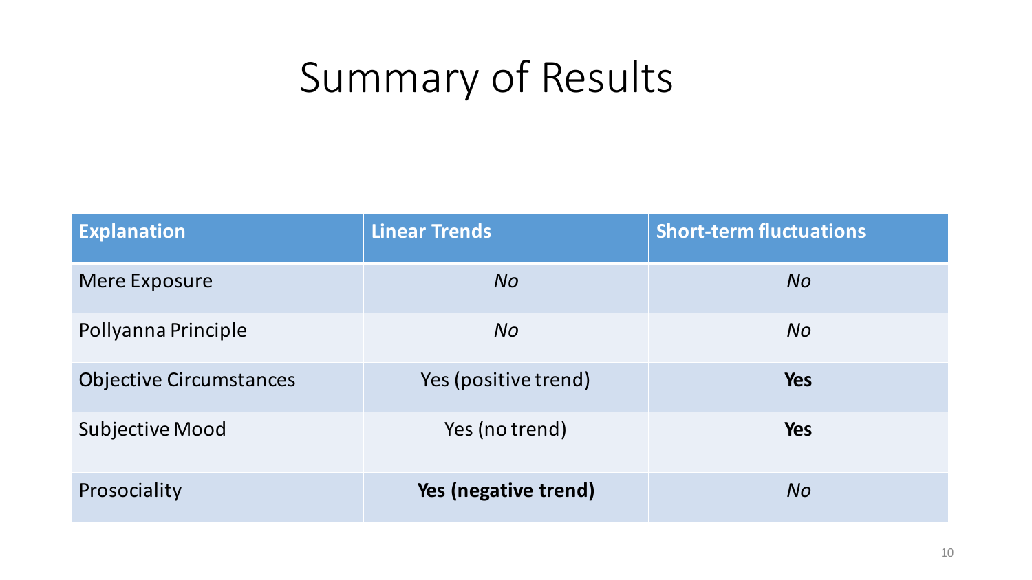# Summary of Results

| **Explanation** | **Linear Trends** | **Short-term fluctuations** |
|---|---|---|
| Mere Exposure | *No* | *No* |
| Pollyanna Principle | *No* | *No* |
| Objective Circumstances | Yes (positive trend) | **Yes** |
| Subjective Mood | Yes (no trend) | **Yes** |
| Prosociality | **Yes (negative trend)** | *No* |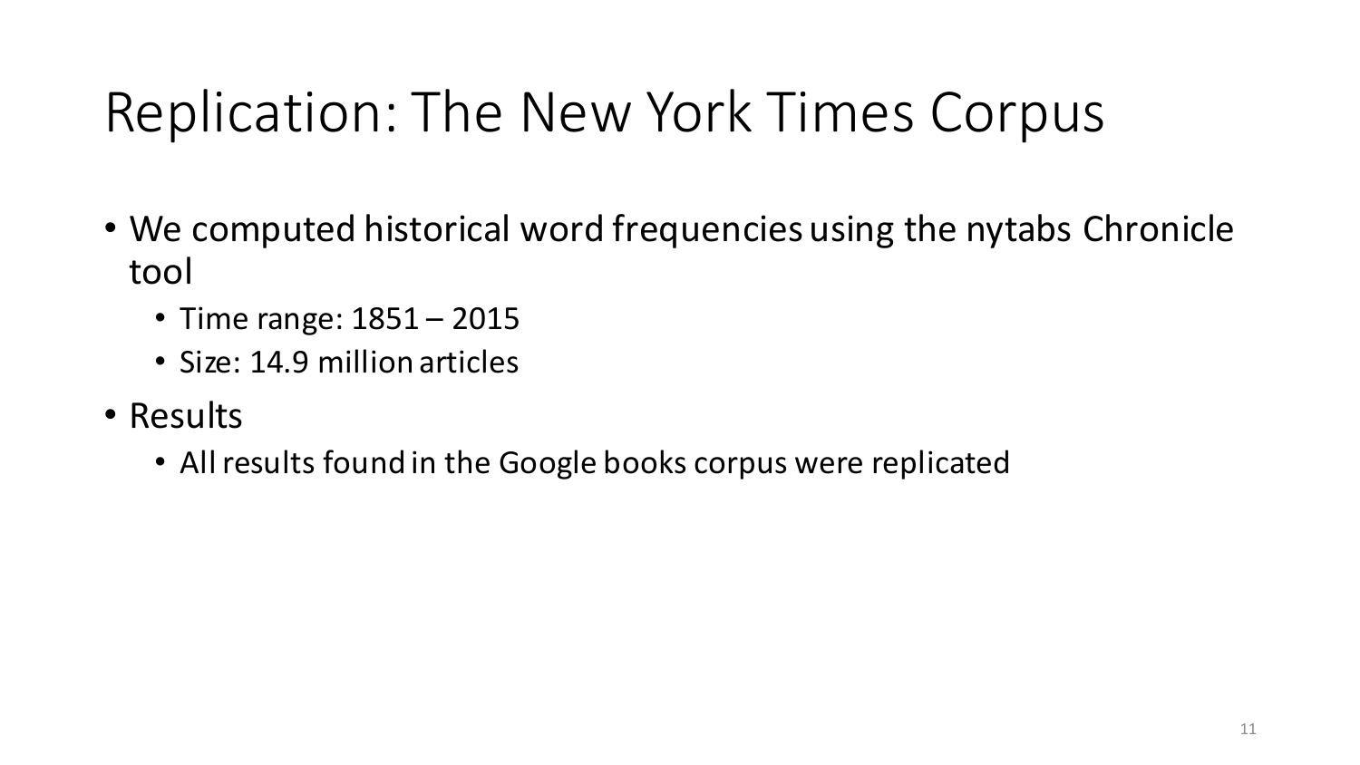# Replication: The New York Times Corpus

- We computed historical word frequencies using the nytabs Chronicle tool
  - Time range: 1851 – 2015
  - Size: 14.9 million articles
- Results
  - All results found in the Google books corpus were replicated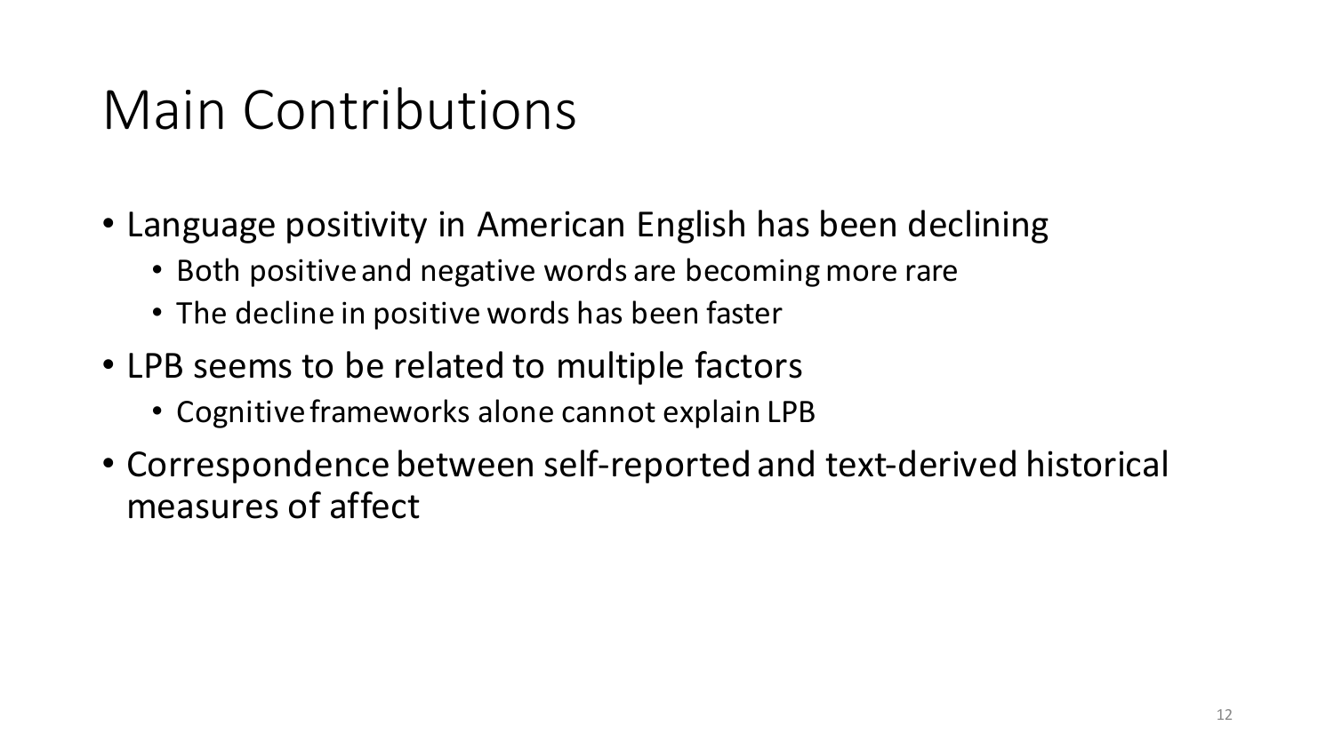# Main Contributions

- Language positivity in American English has been declining
  - Both positive and negative words are becoming more rare
  - The decline in positive words has been faster
- LPB seems to be related to multiple factors
  - Cognitive frameworks alone cannot explain LPB
- Correspondence between self-reported and text-derived historical measures of affect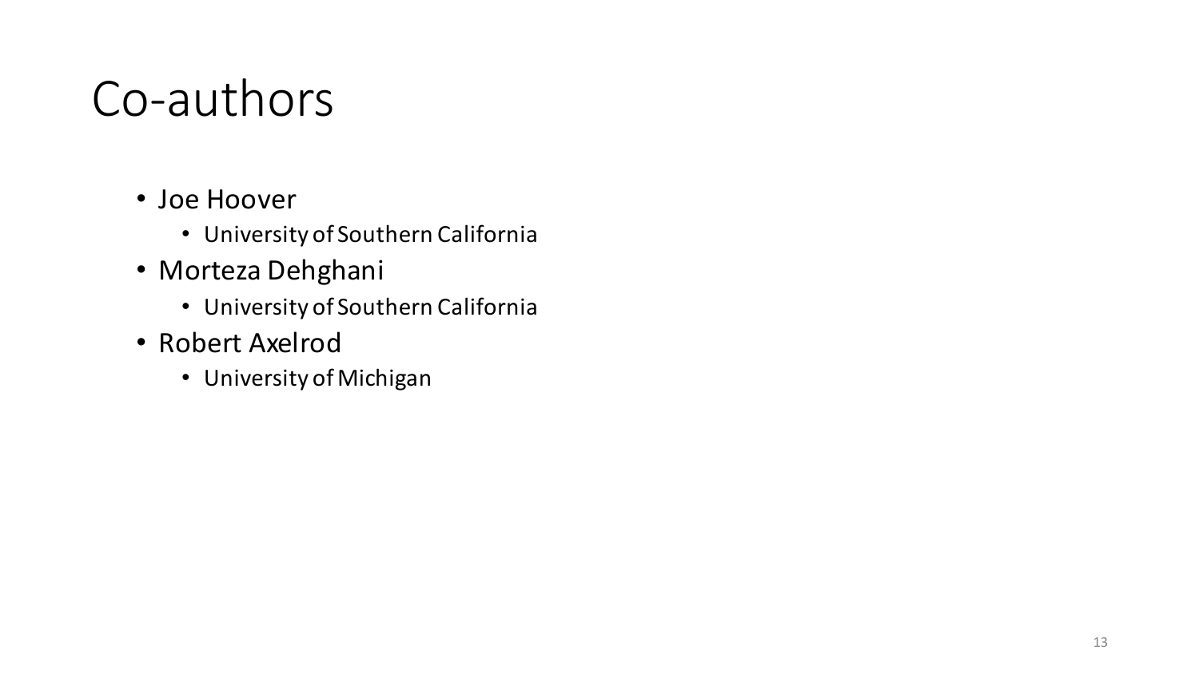# Co-authors

- Joe Hoover
  - University of Southern California
- Morteza Dehghani
  - University of Southern California
- Robert Axelrod
  - University of Michigan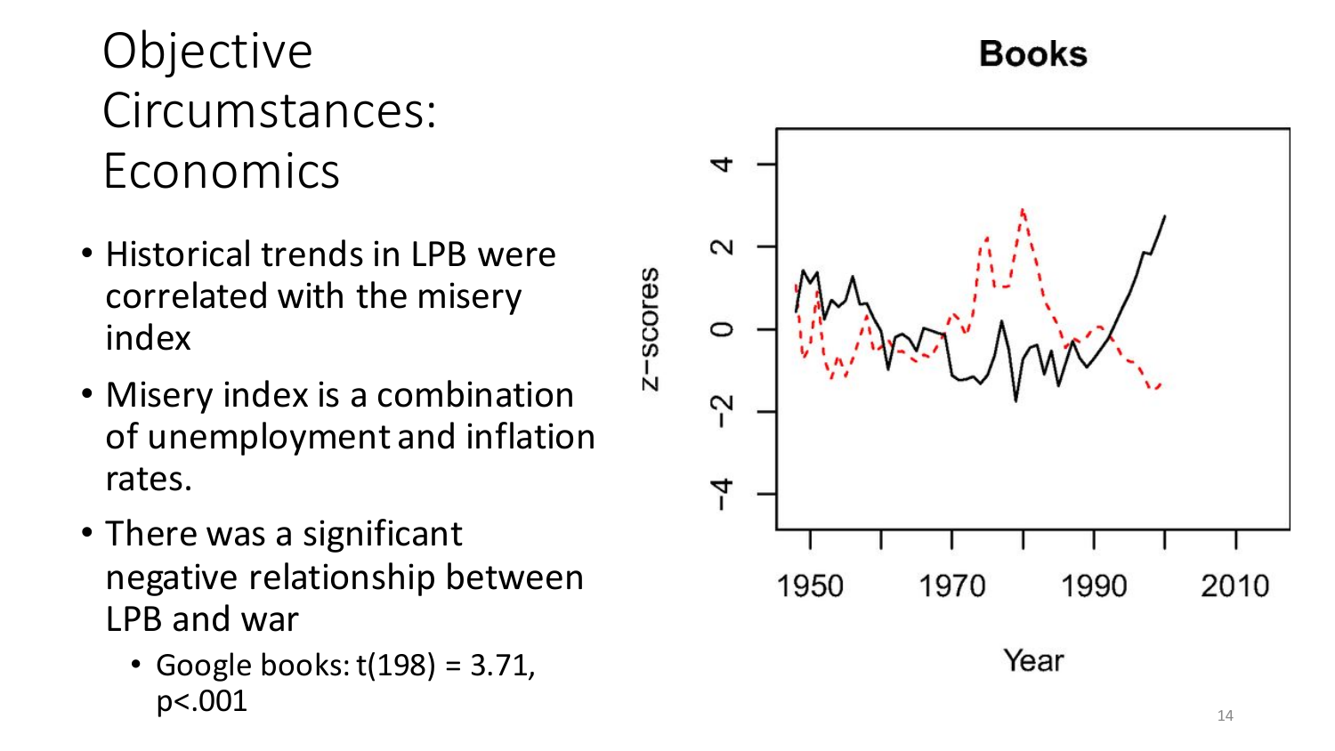# Objective Circumstances: Economics

- Historical trends in LPB were correlated with the misery index
- Misery index is a combination of unemployment and inflation rates.
- There was a significant negative relationship between LPB and war
  - Google books: $t(198) = 3.71$, $p<.001$

Books

z-scores

4

2

0

−2

−4

1950

1970

1990

2010

Year